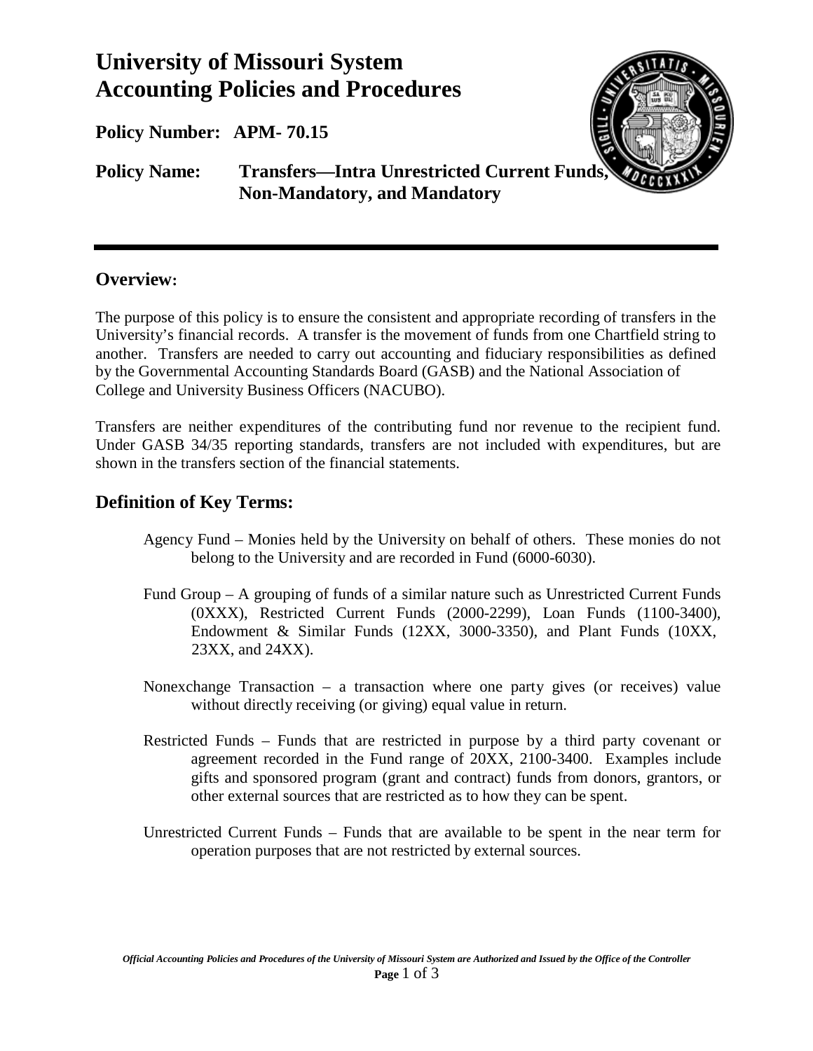# University of Missouri System
# Accounting Policies and Procedures

**Policy Number: APM- 70.15**

**Policy Name: Transfers—Intra Unrestricted Current Funds, Non-Mandatory, and Mandatory**

---

## Overview:

The purpose of this policy is to ensure the consistent and appropriate recording of transfers in the University's financial records. A transfer is the movement of funds from one Chartfield string to another. Transfers are needed to carry out accounting and fiduciary responsibilities as defined by the Governmental Accounting Standards Board (GASB) and the National Association of College and University Business Officers (NACUBO).

Transfers are neither expenditures of the contributing fund nor revenue to the recipient fund. Under GASB 34/35 reporting standards, transfers are not included with expenditures, but are shown in the transfers section of the financial statements.

## Definition of Key Terms:

Agency Fund – Monies held by the University on behalf of others. These monies do not belong to the University and are recorded in Fund (6000-6030).

Fund Group – A grouping of funds of a similar nature such as Unrestricted Current Funds (0XXX), Restricted Current Funds (2000-2299), Loan Funds (1100-3400), Endowment & Similar Funds (12XX, 3000-3350), and Plant Funds (10XX, 23XX, and 24XX).

Nonexchange Transaction – a transaction where one party gives (or receives) value without directly receiving (or giving) equal value in return.

Restricted Funds – Funds that are restricted in purpose by a third party covenant or agreement recorded in the Fund range of 20XX, 2100-3400. Examples include gifts and sponsored program (grant and contract) funds from donors, grantors, or other external sources that are restricted as to how they can be spent.

Unrestricted Current Funds – Funds that are available to be spent in the near term for operation purposes that are not restricted by external sources.

*Official Accounting Policies and Procedures of the University of Missouri System are Authorized and Issued by the Office of the Controller*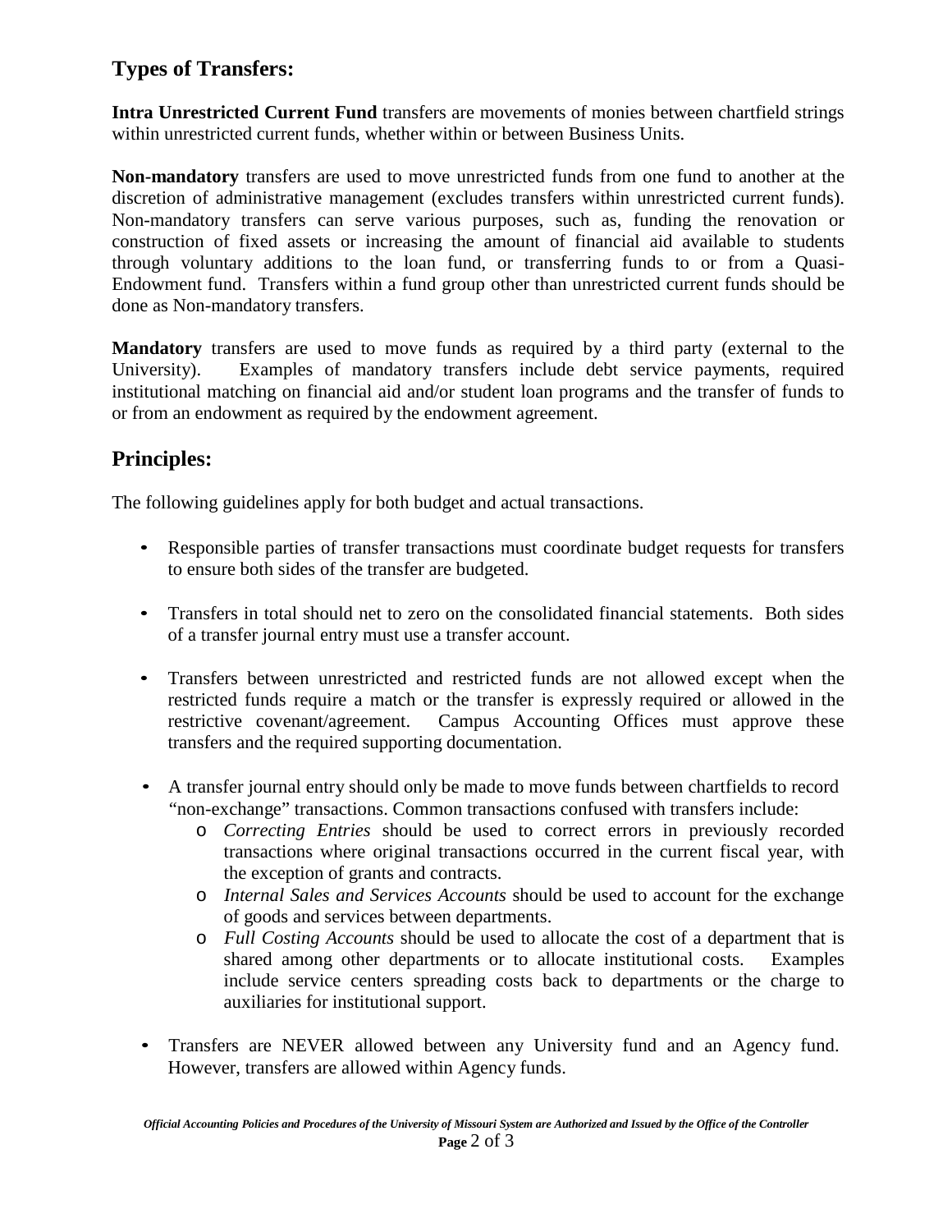## Types of Transfers:

**Intra Unrestricted Current Fund** transfers are movements of monies between chartfield strings within unrestricted current funds, whether within or between Business Units.

**Non-mandatory** transfers are used to move unrestricted funds from one fund to another at the discretion of administrative management (excludes transfers within unrestricted current funds). Non-mandatory transfers can serve various purposes, such as, funding the renovation or construction of fixed assets or increasing the amount of financial aid available to students through voluntary additions to the loan fund, or transferring funds to or from a Quasi-Endowment fund. Transfers within a fund group other than unrestricted current funds should be done as Non-mandatory transfers.

**Mandatory** transfers are used to move funds as required by a third party (external to the University). Examples of mandatory transfers include debt service payments, required institutional matching on financial aid and/or student loan programs and the transfer of funds to or from an endowment as required by the endowment agreement.

## Principles:

The following guidelines apply for both budget and actual transactions.

- Responsible parties of transfer transactions must coordinate budget requests for transfers to ensure both sides of the transfer are budgeted.
- Transfers in total should net to zero on the consolidated financial statements. Both sides of a transfer journal entry must use a transfer account.
- Transfers between unrestricted and restricted funds are not allowed except when the restricted funds require a match or the transfer is expressly required or allowed in the restrictive covenant/agreement. Campus Accounting Offices must approve these transfers and the required supporting documentation.
- A transfer journal entry should only be made to move funds between chartfields to record "non-exchange" transactions. Common transactions confused with transfers include:
  - *Correcting Entries* should be used to correct errors in previously recorded transactions where original transactions occurred in the current fiscal year, with the exception of grants and contracts.
  - *Internal Sales and Services Accounts* should be used to account for the exchange of goods and services between departments.
  - *Full Costing Accounts* should be used to allocate the cost of a department that is shared among other departments or to allocate institutional costs. Examples include service centers spreading costs back to departments or the charge to auxiliaries for institutional support.
- Transfers are NEVER allowed between any University fund and an Agency fund. However, transfers are allowed within Agency funds.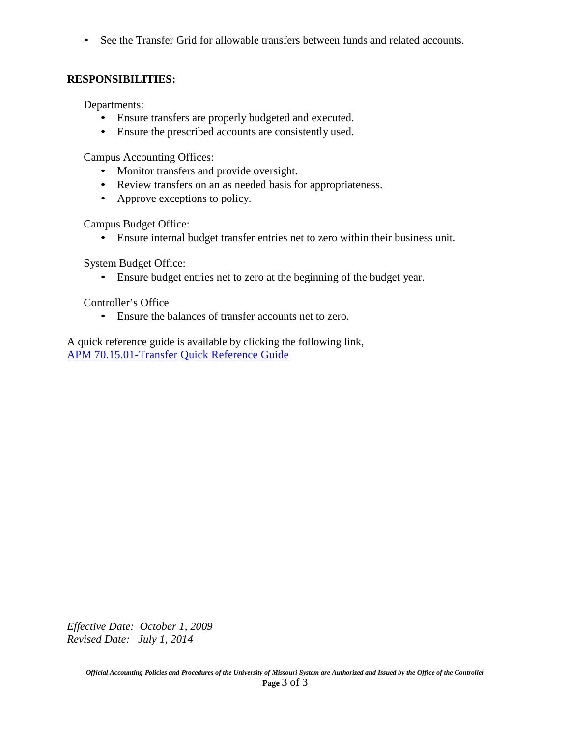- See the Transfer Grid for allowable transfers between funds and related accounts.

**RESPONSIBILITIES:**

Departments:

- Ensure transfers are properly budgeted and executed.
- Ensure the prescribed accounts are consistently used.

Campus Accounting Offices:

- Monitor transfers and provide oversight.
- Review transfers on an as needed basis for appropriateness.
- Approve exceptions to policy.

Campus Budget Office:

- Ensure internal budget transfer entries net to zero within their business unit.

System Budget Office:

- Ensure budget entries net to zero at the beginning of the budget year.

Controller's Office

- Ensure the balances of transfer accounts net to zero.

A quick reference guide is available by clicking the following link,
APM 70.15.01-Transfer Quick Reference Guide

*Effective Date: October 1, 2009*
*Revised Date: July 1, 2014*

***Official Accounting Policies and Procedures of the University of Missouri System are Authorized and Issued by the Office of the Controller***